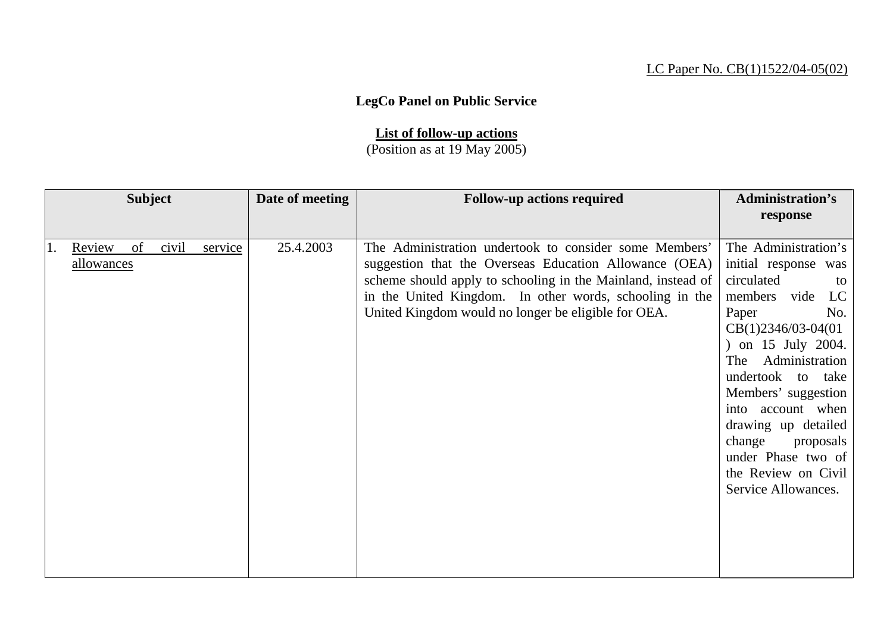LC Paper No. CB(1)1522/04-05(02)

# LegCo Panel on Public Service

## List of follow-up actions

(Position as at 19 May 2005)

| Subject | Date of meeting | Follow-up actions required | Administration's response |
|---|---|---|---|
| 1. Review of civil service allowances | 25.4.2003 | The Administration undertook to consider some Members' suggestion that the Overseas Education Allowance (OEA) scheme should apply to schooling in the Mainland, instead of in the United Kingdom. In other words, schooling in the United Kingdom would no longer be eligible for OEA. | The Administration's initial response was circulated to members vide LC Paper No. CB(1)2346/03-04(01) on 15 July 2004. The Administration undertook to take Members' suggestion into account when drawing up detailed change proposals under Phase two of the Review on Civil Service Allowances. |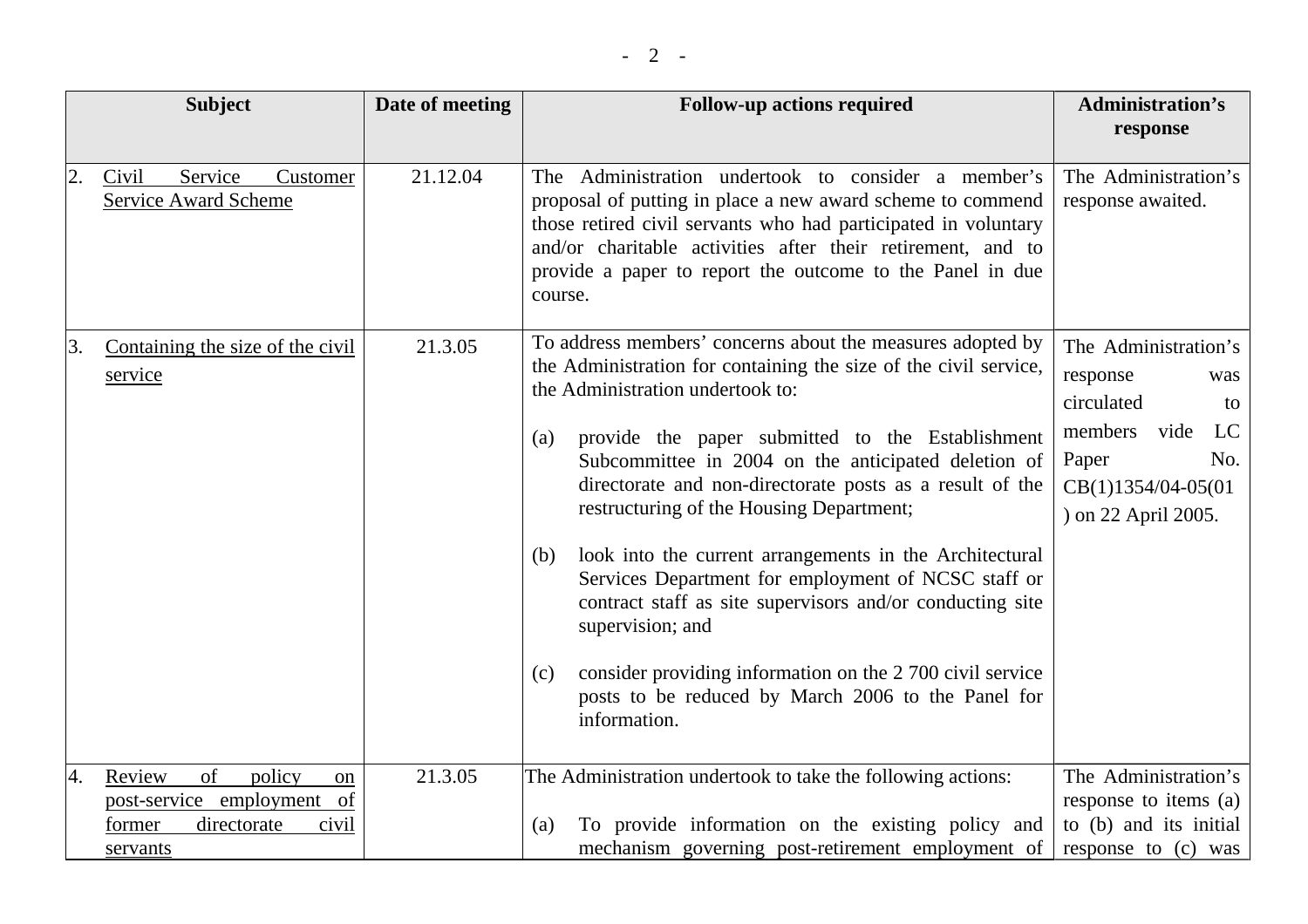| Subject | Date of meeting | Follow-up actions required | Administration's response |
|---|---|---|---|
| 2. Civil Service Customer Service Award Scheme | 21.12.04 | The Administration undertook to consider a member's proposal of putting in place a new award scheme to commend those retired civil servants who had participated in voluntary and/or charitable activities after their retirement, and to provide a paper to report the outcome to the Panel in due course. | The Administration's response awaited. |
| 3. Containing the size of the civil service | 21.3.05 | To address members' concerns about the measures adopted by the Administration for containing the size of the civil service, the Administration undertook to:<br><br>(a) provide the paper submitted to the Establishment Subcommittee in 2004 on the anticipated deletion of directorate and non-directorate posts as a result of the restructuring of the Housing Department;<br><br>(b) look into the current arrangements in the Architectural Services Department for employment of NCSC staff or contract staff as site supervisors and/or conducting site supervision; and<br><br>(c) consider providing information on the 2 700 civil service posts to be reduced by March 2006 to the Panel for information. | The Administration's response was circulated to members vide LC Paper No. CB(1)1354/04-05(01) on 22 April 2005. |
| 4. Review of policy on post-service employment of former directorate civil servants | 21.3.05 | The Administration undertook to take the following actions:<br><br>(a) To provide information on the existing policy and mechanism governing post-retirement employment of | The Administration's response to items (a) to (b) and its initial response to (c) was |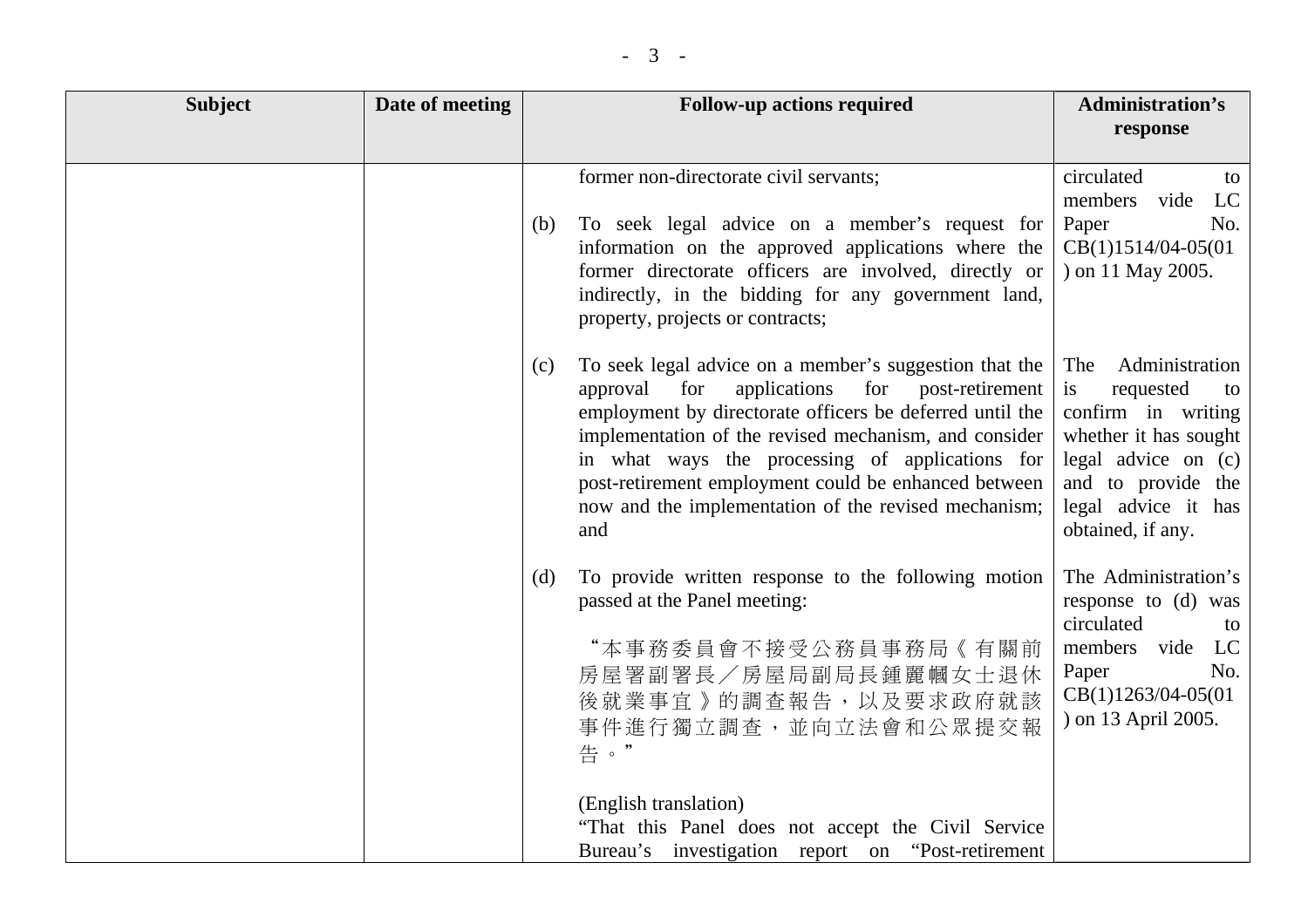| Subject | Date of meeting | Follow-up actions required | Administration's response |
|---|---|---|---|
| | | former non-directorate civil servants;<br><br>(b) To seek legal advice on a member's request for information on the approved applications where the former directorate officers are involved, directly or indirectly, in the bidding for any government land, property, projects or contracts; | circulated to members vide LC Paper No. CB(1)1514/04-05(01) on 11 May 2005. |
| | | (c) To seek legal advice on a member's suggestion that the approval for applications for post-retirement employment by directorate officers be deferred until the implementation of the revised mechanism, and consider in what ways the processing of applications for post-retirement employment could be enhanced between now and the implementation of the revised mechanism; and | The Administration is requested to confirm in writing whether it has sought legal advice on (c) and to provide the legal advice it has obtained, if any. |
| | | (d) To provide written response to the following motion passed at the Panel meeting:<br><br>"本事務委員會不接受公務員事務局《有關前房屋署副署長／房屋局副局長鍾麗幗女士退休後就業事宜》的調查報告，以及要求政府就該事件進行獨立調查，並向立法會和公眾提交報告。"<br><br>(English translation)<br>"That this Panel does not accept the Civil Service Bureau's investigation report on "Post-retirement | The Administration's response to (d) was circulated to members vide LC Paper No. CB(1)1263/04-05(01) on 13 April 2005. |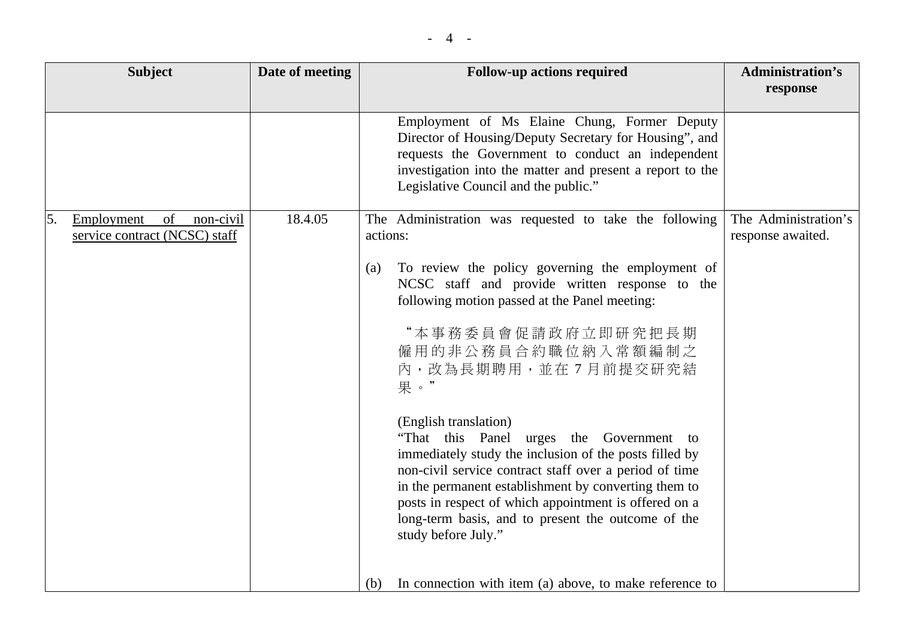| Subject | Date of meeting | Follow-up actions required | Administration's response |
|---|---|---|---|
| | | Employment of Ms Elaine Chung, Former Deputy Director of Housing/Deputy Secretary for Housing", and requests the Government to conduct an independent investigation into the matter and present a report to the Legislative Council and the public." | |
| 5. Employment of non-civil service contract (NCSC) staff | 18.4.05 | The Administration was requested to take the following actions:<br><br>(a) To review the policy governing the employment of NCSC staff and provide written response to the following motion passed at the Panel meeting:<br><br>"本事務委員會促請政府立即研究把長期僱用的非公務員合約職位納入常額編制之內，改為長期聘用，並在 7 月前提交研究結果。"<br><br>(English translation)<br>"That this Panel urges the Government to immediately study the inclusion of the posts filled by non-civil service contract staff over a period of time in the permanent establishment by converting them to posts in respect of which appointment is offered on a long-term basis, and to present the outcome of the study before July."<br><br>(b) In connection with item (a) above, to make reference to | The Administration's response awaited. |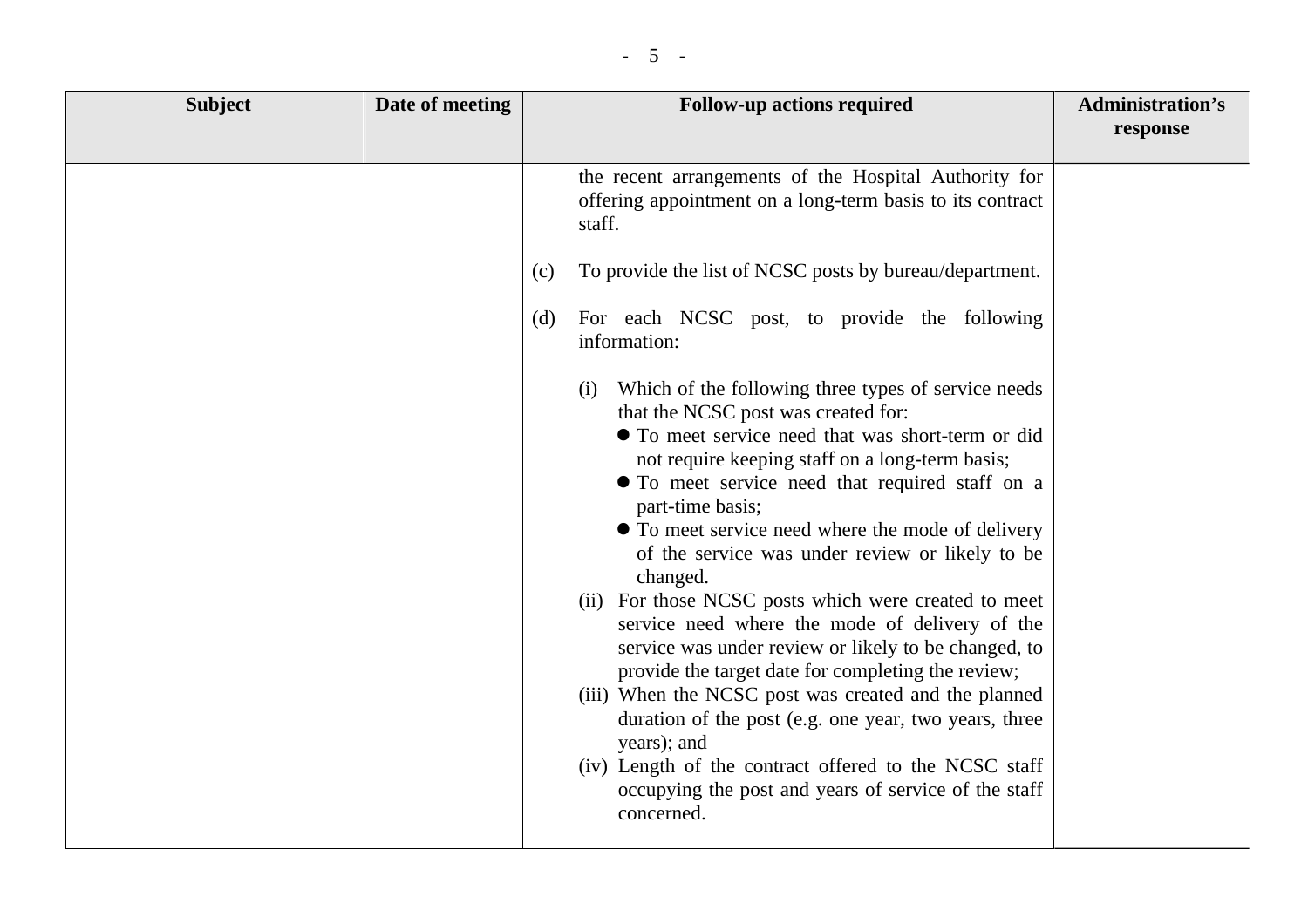| Subject | Date of meeting | Follow-up actions required | Administration's response |
|---|---|---|---|
| | | the recent arrangements of the Hospital Authority for offering appointment on a long-term basis to its contract staff.<br><br>(c) To provide the list of NCSC posts by bureau/department.<br><br>(d) For each NCSC post, to provide the following information:<br><br>(i) Which of the following three types of service needs that the NCSC post was created for:<br>● To meet service need that was short-term or did not require keeping staff on a long-term basis;<br>● To meet service need that required staff on a part-time basis;<br>● To meet service need where the mode of delivery of the service was under review or likely to be changed.<br>(ii) For those NCSC posts which were created to meet service need where the mode of delivery of the service was under review or likely to be changed, to provide the target date for completing the review;<br>(iii) When the NCSC post was created and the planned duration of the post (e.g. one year, two years, three years); and<br>(iv) Length of the contract offered to the NCSC staff occupying the post and years of service of the staff concerned. | |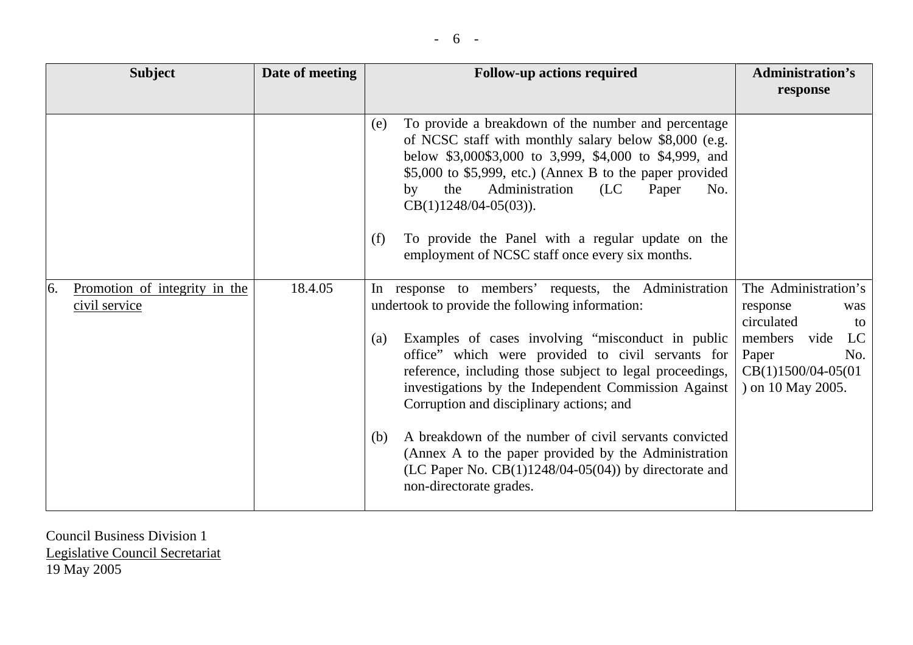| Subject | Date of meeting | Follow-up actions required | Administration's response |
|---|---|---|---|
| | | (e) To provide a breakdown of the number and percentage of NCSC staff with monthly salary below $8,000 (e.g. below $3,000$3,000 to 3,999, $4,000 to $4,999, and $5,000 to $5,999, etc.) (Annex B to the paper provided by the Administration (LC Paper No. CB(1)1248/04-05(03)).<br><br>(f) To provide the Panel with a regular update on the employment of NCSC staff once every six months. | |
| 6. <u>Promotion of integrity in the civil service</u> | 18.4.05 | In response to members' requests, the Administration undertook to provide the following information:<br><br>(a) Examples of cases involving "misconduct in public office" which were provided to civil servants for reference, including those subject to legal proceedings, investigations by the Independent Commission Against Corruption and disciplinary actions; and<br><br>(b) A breakdown of the number of civil servants convicted (Annex A to the paper provided by the Administration (LC Paper No. CB(1)1248/04-05(04)) by directorate and non-directorate grades. | The Administration's response was circulated to members vide LC Paper No. CB(1)1500/04-05(01) on 10 May 2005. |

Council Business Division 1
<u>Legislative Council Secretariat</u>
19 May 2005